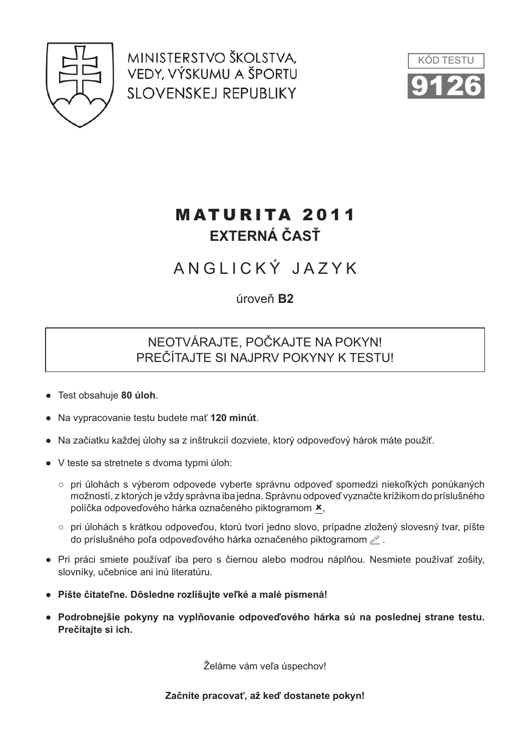MINISTERSTVO ŠKOLSTVA, VEDY, VÝSKUMU A ŠPORTU SLOVENSKEJ REPUBLIKY

KÓD TESTU

**9126**

# MATURITA 2011

## EXTERNÁ ČASŤ

# ANGLICKÝ JAZYK

úroveň **B2**

NEOTVÁRAJTE, POČKAJTE NA POKYN!
PREČÍTAJTE SI NAJPRV POKYNY K TESTU!

- Test obsahuje **80 úloh**.
- Na vypracovanie testu budete mať **120 minút**.
- Na začiatku každej úlohy sa z inštrukcií dozviete, ktorý odpoveďový hárok máte použiť.
- V teste sa stretnete s dvoma typmi úloh:
  - pri úlohách s výberom odpovede vyberte správnu odpoveď spomedzi niekoľkých ponúkaných možností, z ktorých je vždy správna iba jedna. Správnu odpoveď vyznačte krížikom do príslušného políčka odpoveďového hárka označeného piktogramom ✗,
  - pri úlohách s krátkou odpoveďou, ktorú tvorí jedno slovo, prípadne zložený slovesný tvar, píšte do príslušného poľa odpoveďového hárka označeného piktogramom ✎ .
- Pri práci smiete používať iba pero s čiernou alebo modrou náplňou. Nesmiete používať zošity, slovníky, učebnice ani inú literatúru.
- **Píšte čitateľne. Dôsledne rozlišujte veľké a malé písmená!**
- **Podrobnejšie pokyny na vypĺňovanie odpoveďového hárka sú na poslednej strane testu. Prečítajte si ich.**

Želáme vám veľa úspechov!

**Začnite pracovať, až keď dostanete pokyn!**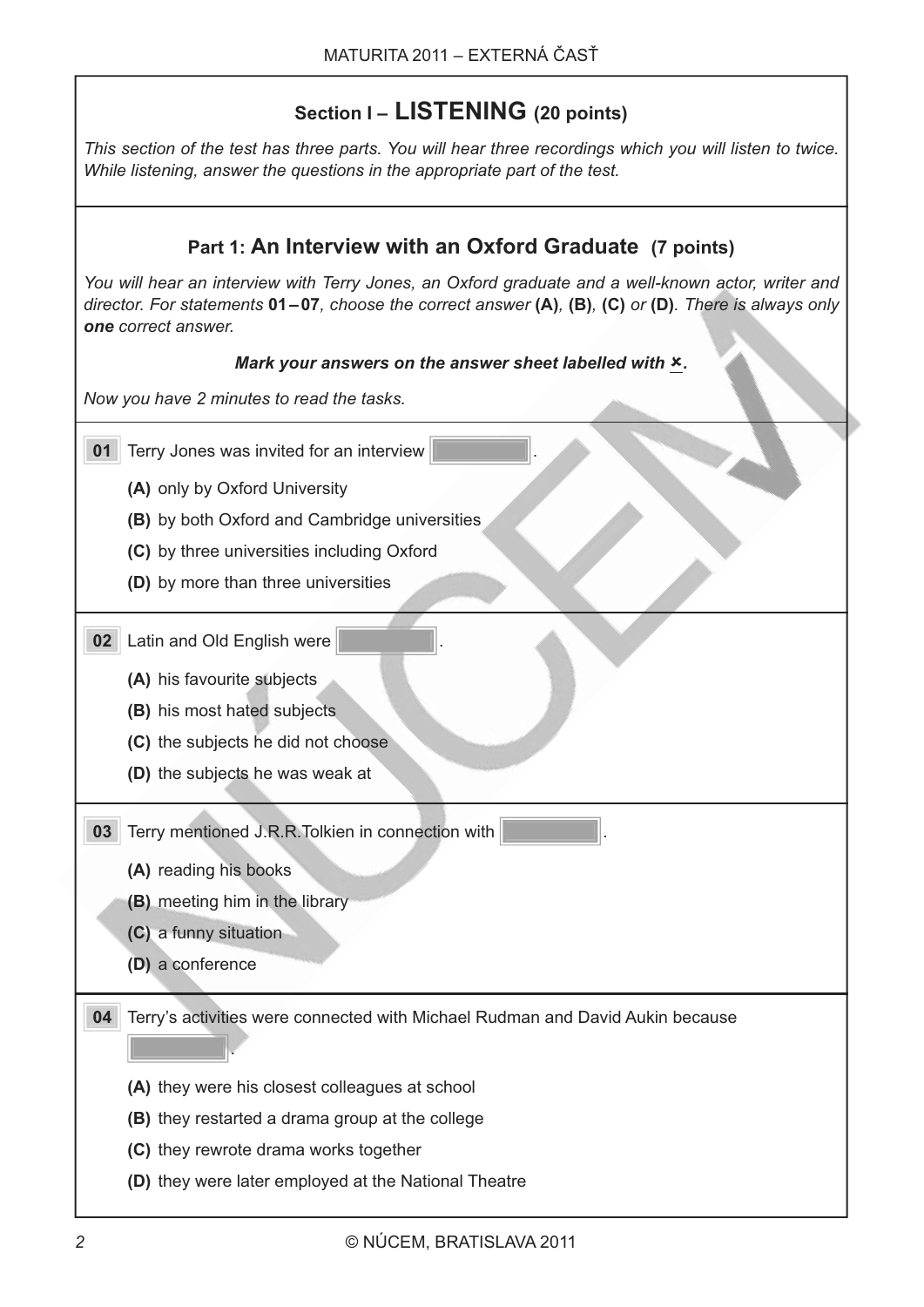## Section I – LISTENING (20 points)

*This section of the test has three parts. You will hear three recordings which you will listen to twice. While listening, answer the questions in the appropriate part of the test.*

### Part 1: An Interview with an Oxford Graduate (7 points)

*You will hear an interview with Terry Jones, an Oxford graduate and a well-known actor, writer and director. For statements* **01 – 07***, choose the correct answer* **(A)***,* **(B)***,* **(C)** *or* **(D)***. There is always only* ***one*** *correct answer.*

***Mark your answers on the answer sheet labelled with ×.***

*Now you have 2 minutes to read the tasks.*

**01** Terry Jones was invited for an interview ______ .

**(A)** only by Oxford University
**(B)** by both Oxford and Cambridge universities
**(C)** by three universities including Oxford
**(D)** by more than three universities

**02** Latin and Old English were ______ .

**(A)** his favourite subjects
**(B)** his most hated subjects
**(C)** the subjects he did not choose
**(D)** the subjects he was weak at

**03** Terry mentioned J.R.R.Tolkien in connection with ______ .

**(A)** reading his books
**(B)** meeting him in the library
**(C)** a funny situation
**(D)** a conference

**04** Terry's activities were connected with Michael Rudman and David Aukin because ______ .

**(A)** they were his closest colleagues at school
**(B)** they restarted a drama group at the college
**(C)** they rewrote drama works together
**(D)** they were later employed at the National Theatre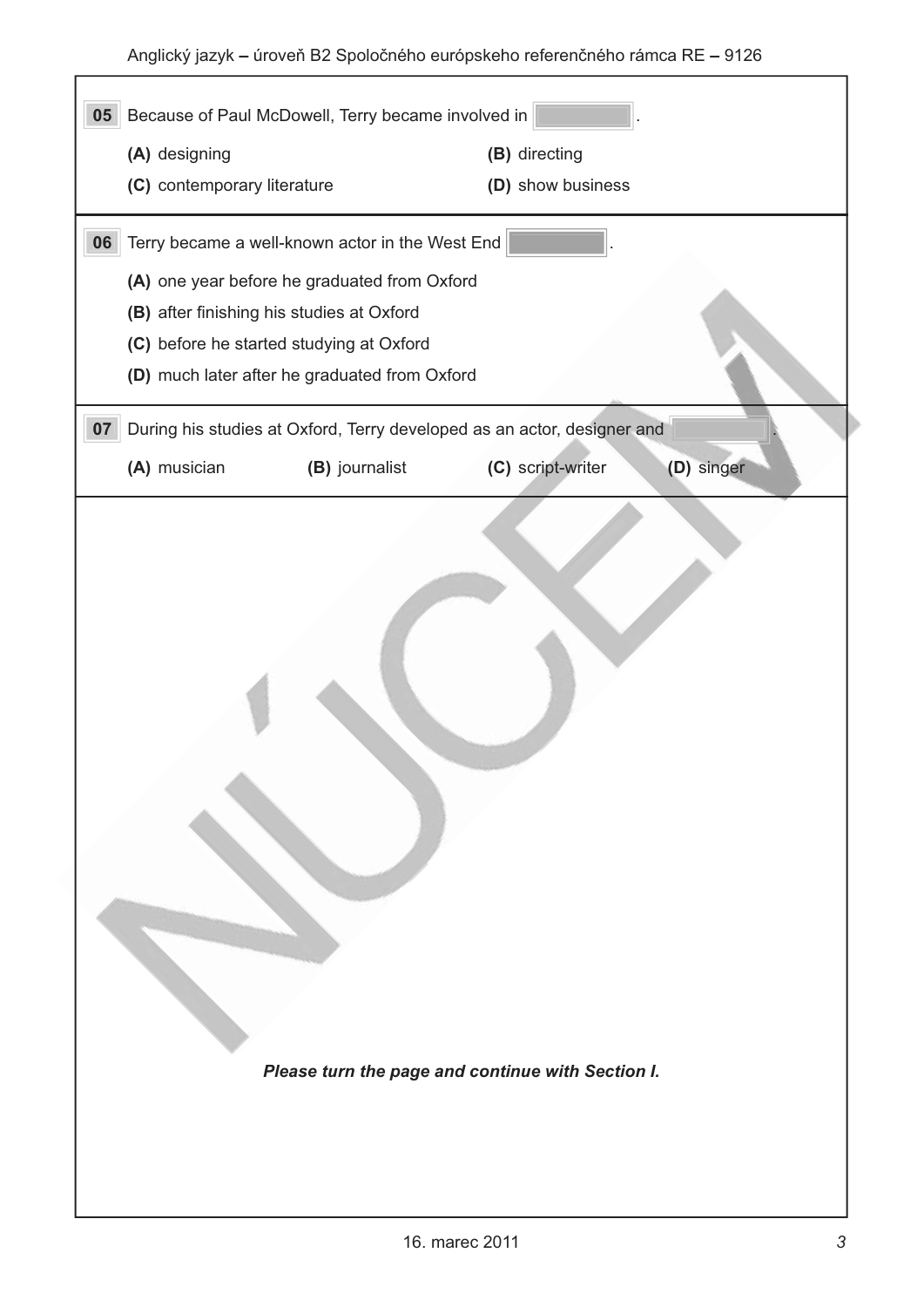**05** Because of Paul McDowell, Terry became involved in ________.

**(A)** designing  
**(B)** directing  
**(C)** contemporary literature  
**(D)** show business

**06** Terry became a well-known actor in the West End ________.

**(A)** one year before he graduated from Oxford  
**(B)** after finishing his studies at Oxford  
**(C)** before he started studying at Oxford  
**(D)** much later after he graduated from Oxford

**07** During his studies at Oxford, Terry developed as an actor, designer and ________.

**(A)** musician  
**(B)** journalist  
**(C)** script-writer  
**(D)** singer

***Please turn the page and continue with Section I.***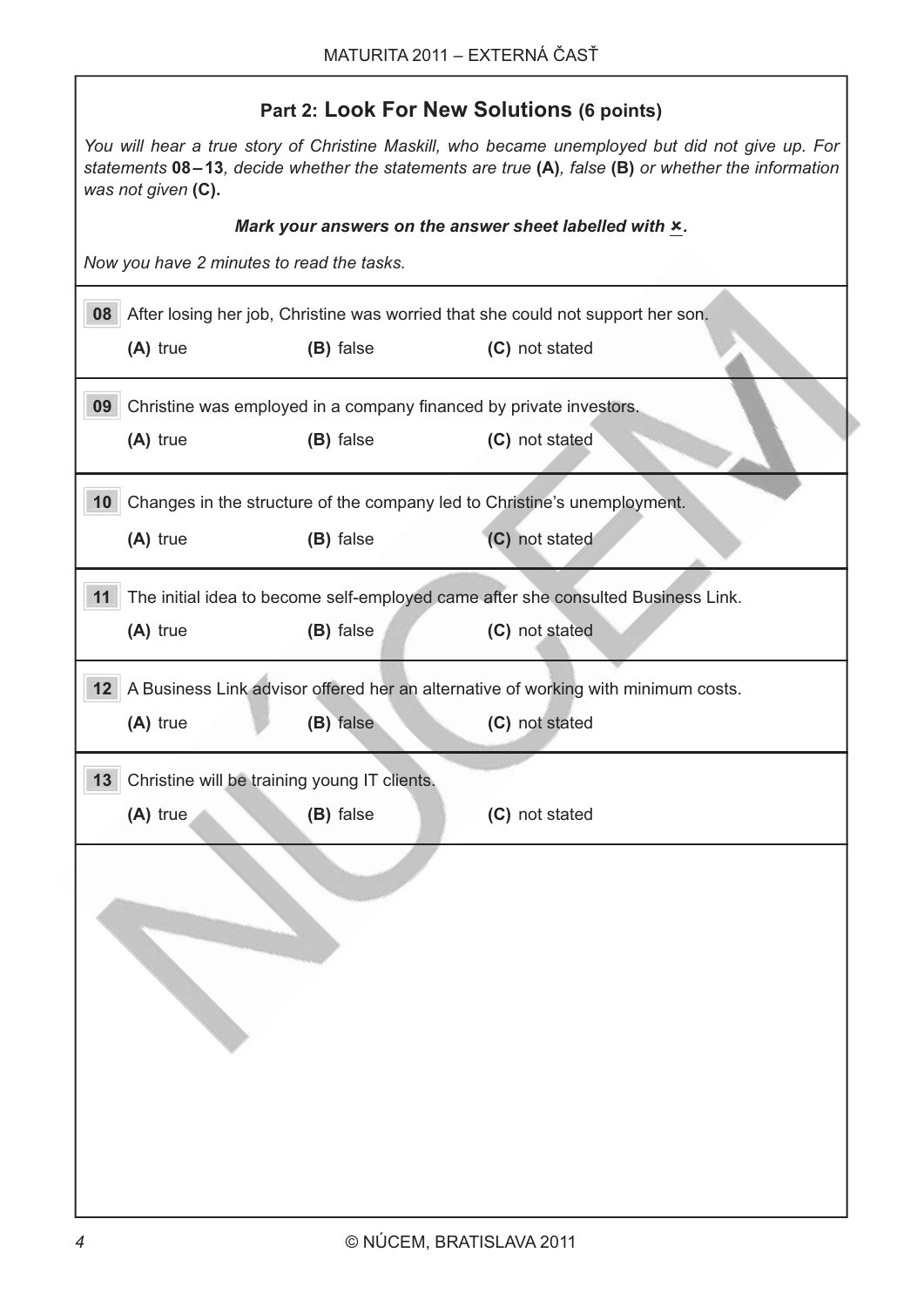## Part 2: Look For New Solutions (6 points)

*You will hear a true story of Christine Maskill, who became unemployed but did not give up. For statements* **08 – 13***, decide whether the statements are true* **(A)***, false* **(B)** *or whether the information was not given* **(C).**

***Mark your answers on the answer sheet labelled with ×.***

*Now you have 2 minutes to read the tasks.*

**08** After losing her job, Christine was worried that she could not support her son.

**(A)** true **(B)** false **(C)** not stated

**09** Christine was employed in a company financed by private investors.

**(A)** true **(B)** false **(C)** not stated

**10** Changes in the structure of the company led to Christine's unemployment.

**(A)** true **(B)** false **(C)** not stated

**11** The initial idea to become self-employed came after she consulted Business Link.

**(A)** true **(B)** false **(C)** not stated

**12** A Business Link advisor offered her an alternative of working with minimum costs.

**(A)** true **(B)** false **(C)** not stated

**13** Christine will be training young IT clients.

**(A)** true **(B)** false **(C)** not stated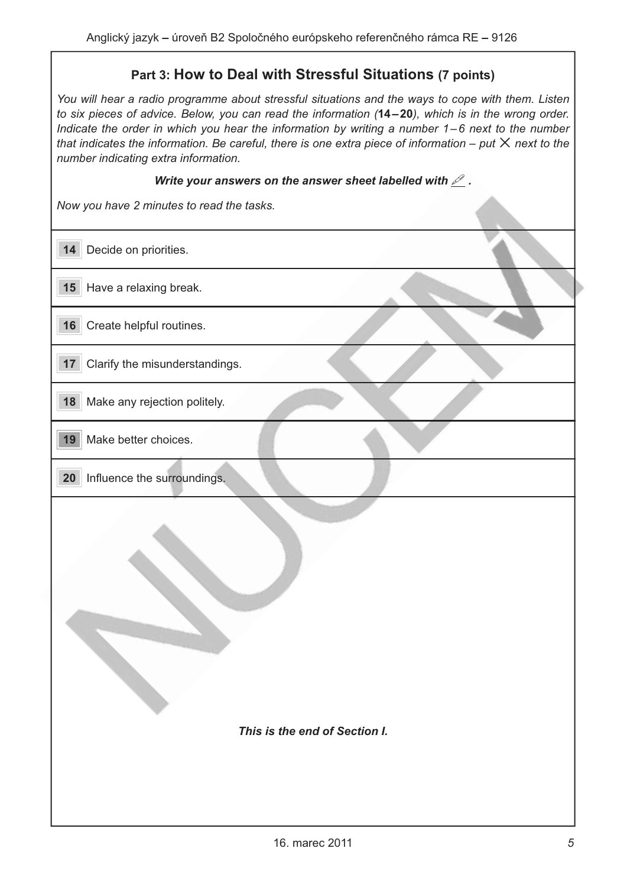## Part 3: How to Deal with Stressful Situations (7 points)

*You will hear a radio programme about stressful situations and the ways to cope with them. Listen to six pieces of advice. Below, you can read the information (**14 – 20**), which is in the wrong order. Indicate the order in which you hear the information by writing a number 1 – 6 next to the number that indicates the information. Be careful, there is one extra piece of information – put × next to the number indicating extra information.*

***Write your answers on the answer sheet labelled with ✎ .***

*Now you have 2 minutes to read the tasks.*

| | |
|---|---|
| **14** | Decide on priorities. |
| **15** | Have a relaxing break. |
| **16** | Create helpful routines. |
| **17** | Clarify the misunderstandings. |
| **18** | Make any rejection politely. |
| **19** | Make better choices. |
| **20** | Influence the surroundings. |

***This is the end of Section I.***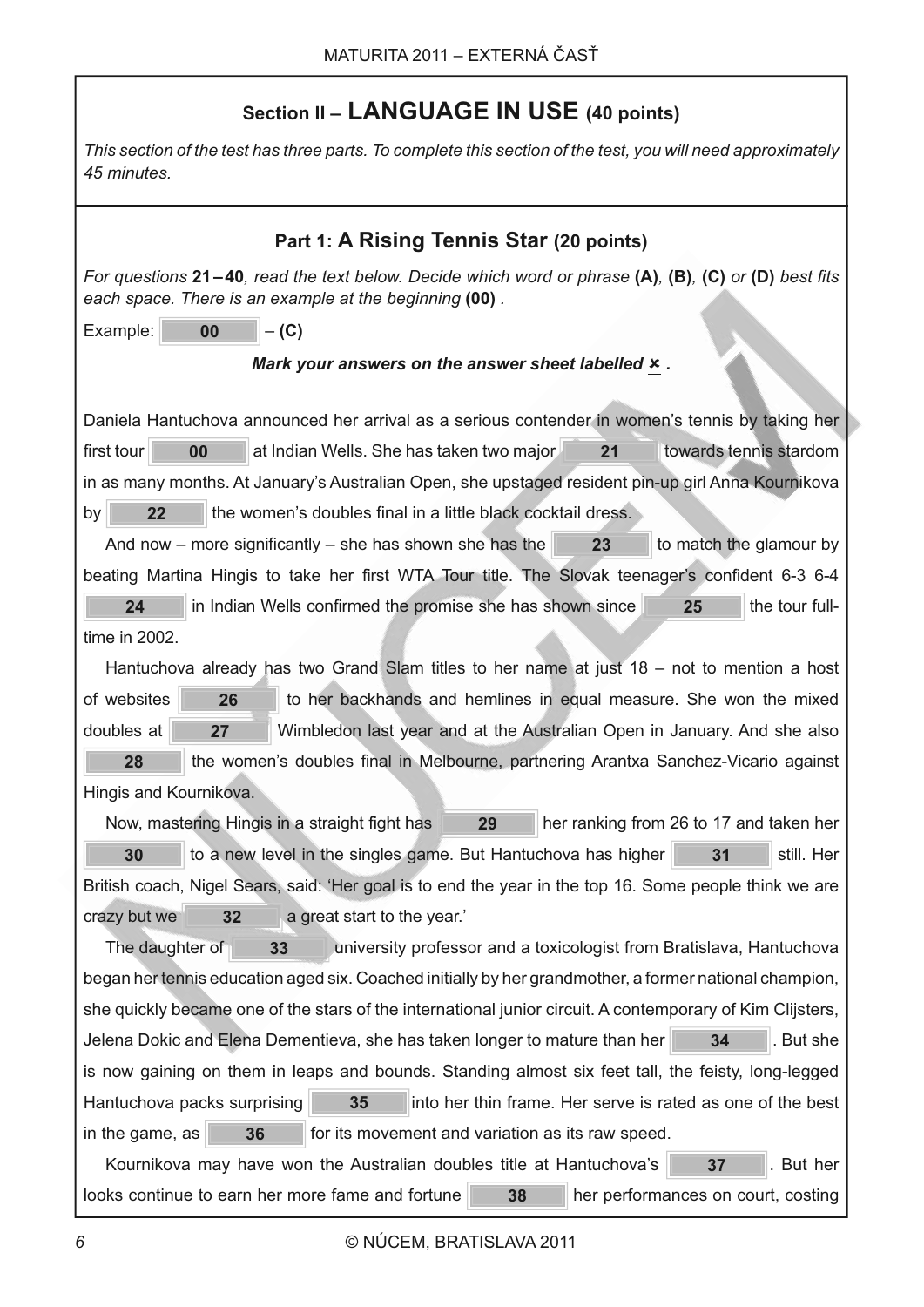## Section II – LANGUAGE IN USE (40 points)

*This section of the test has three parts. To complete this section of the test, you will need approximately 45 minutes.*

### Part 1: A Rising Tennis Star (20 points)

*For questions* **21 – 40***, read the text below. Decide which word or phrase* **(A)***,* **(B)***,* **(C)** *or* **(D)** *best fits each space. There is an example at the beginning* **(00)** *.*

Example: **00** – **(C)**

***Mark your answers on the answer sheet labelled ✗ .***

Daniela Hantuchova announced her arrival as a serious contender in women's tennis by taking her first tour **00** at Indian Wells. She has taken two major **21** towards tennis stardom in as many months. At January's Australian Open, she upstaged resident pin-up girl Anna Kournikova by **22** the women's doubles final in a little black cocktail dress.

And now – more significantly – she has shown she has the **23** to match the glamour by beating Martina Hingis to take her first WTA Tour title. The Slovak teenager's confident 6-3 6-4 **24** in Indian Wells confirmed the promise she has shown since **25** the tour full-time in 2002.

Hantuchova already has two Grand Slam titles to her name at just 18 – not to mention a host of websites **26** to her backhands and hemlines in equal measure. She won the mixed doubles at **27** Wimbledon last year and at the Australian Open in January. And she also **28** the women's doubles final in Melbourne, partnering Arantxa Sanchez-Vicario against Hingis and Kournikova.

Now, mastering Hingis in a straight fight has **29** her ranking from 26 to 17 and taken her **30** to a new level in the singles game. But Hantuchova has higher **31** still. Her British coach, Nigel Sears, said: 'Her goal is to end the year in the top 16. Some people think we are crazy but we **32** a great start to the year.'

The daughter of **33** university professor and a toxicologist from Bratislava, Hantuchova began her tennis education aged six. Coached initially by her grandmother, a former national champion, she quickly became one of the stars of the international junior circuit. A contemporary of Kim Clijsters, Jelena Dokic and Elena Dementieva, she has taken longer to mature than her **34** . But she is now gaining on them in leaps and bounds. Standing almost six feet tall, the feisty, long-legged Hantuchova packs surprising **35** into her thin frame. Her serve is rated as one of the best in the game, as **36** for its movement and variation as its raw speed.

Kournikova may have won the Australian doubles title at Hantuchova's **37** . But her looks continue to earn her more fame and fortune **38** her performances on court, costing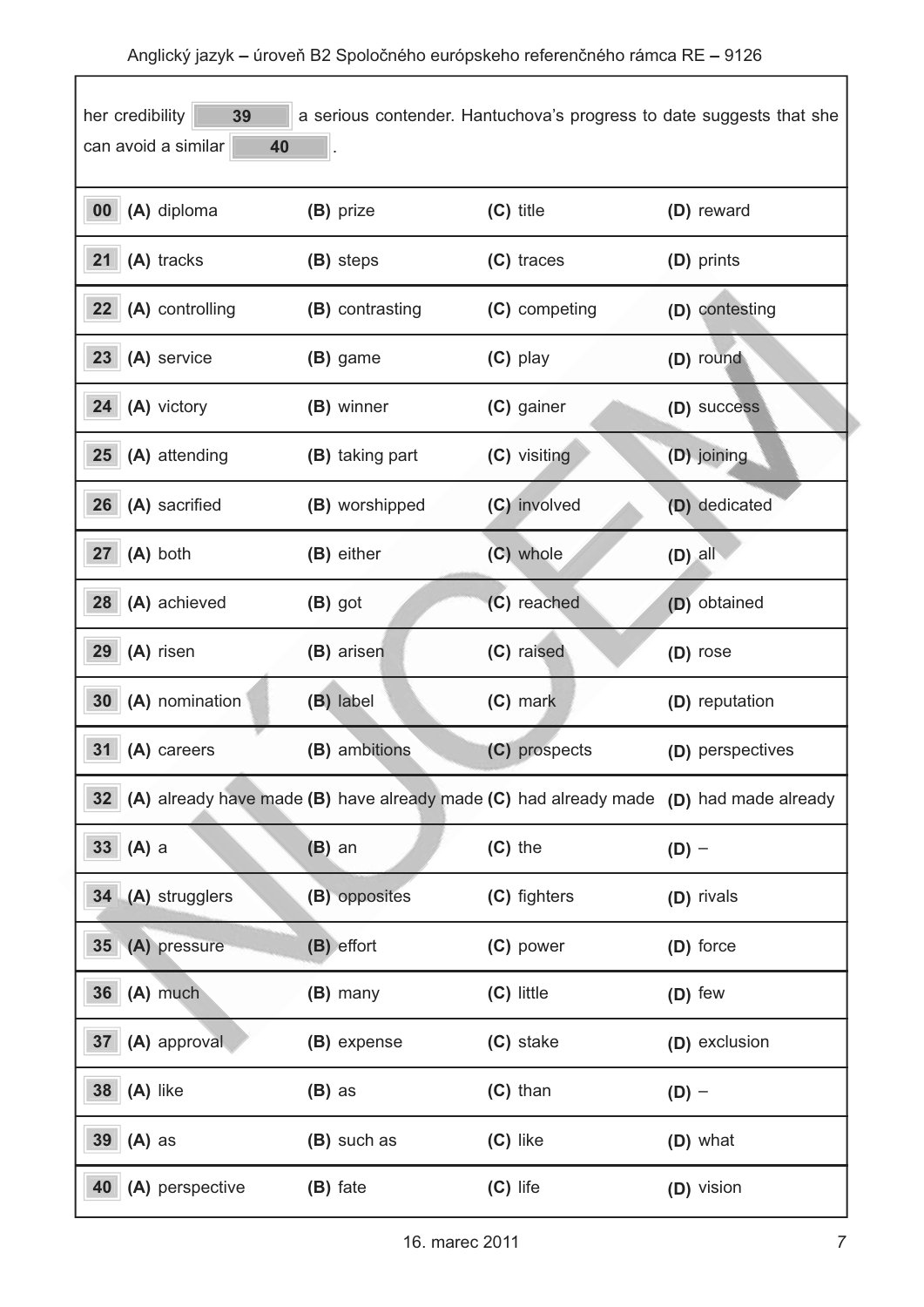her credibility **39** a serious contender. Hantuchova's progress to date suggests that she can avoid a similar **40** .

| | (A) | (B) | (C) | (D) |
|---|---|---|---|---|
| **00** | **(A)** diploma | **(B)** prize | **(C)** title | **(D)** reward |
| **21** | **(A)** tracks | **(B)** steps | **(C)** traces | **(D)** prints |
| **22** | **(A)** controlling | **(B)** contrasting | **(C)** competing | **(D)** contesting |
| **23** | **(A)** service | **(B)** game | **(C)** play | **(D)** round |
| **24** | **(A)** victory | **(B)** winner | **(C)** gainer | **(D)** success |
| **25** | **(A)** attending | **(B)** taking part | **(C)** visiting | **(D)** joining |
| **26** | **(A)** sacrified | **(B)** worshipped | **(C)** involved | **(D)** dedicated |
| **27** | **(A)** both | **(B)** either | **(C)** whole | **(D)** all |
| **28** | **(A)** achieved | **(B)** got | **(C)** reached | **(D)** obtained |
| **29** | **(A)** risen | **(B)** arisen | **(C)** raised | **(D)** rose |
| **30** | **(A)** nomination | **(B)** label | **(C)** mark | **(D)** reputation |
| **31** | **(A)** careers | **(B)** ambitions | **(C)** prospects | **(D)** perspectives |
| **32** | **(A)** already have made | **(B)** have already made | **(C)** had already made | **(D)** had made already |
| **33** | **(A)** a | **(B)** an | **(C)** the | **(D)** – |
| **34** | **(A)** strugglers | **(B)** opposites | **(C)** fighters | **(D)** rivals |
| **35** | **(A)** pressure | **(B)** effort | **(C)** power | **(D)** force |
| **36** | **(A)** much | **(B)** many | **(C)** little | **(D)** few |
| **37** | **(A)** approval | **(B)** expense | **(C)** stake | **(D)** exclusion |
| **38** | **(A)** like | **(B)** as | **(C)** than | **(D)** – |
| **39** | **(A)** as | **(B)** such as | **(C)** like | **(D)** what |
| **40** | **(A)** perspective | **(B)** fate | **(C)** life | **(D)** vision |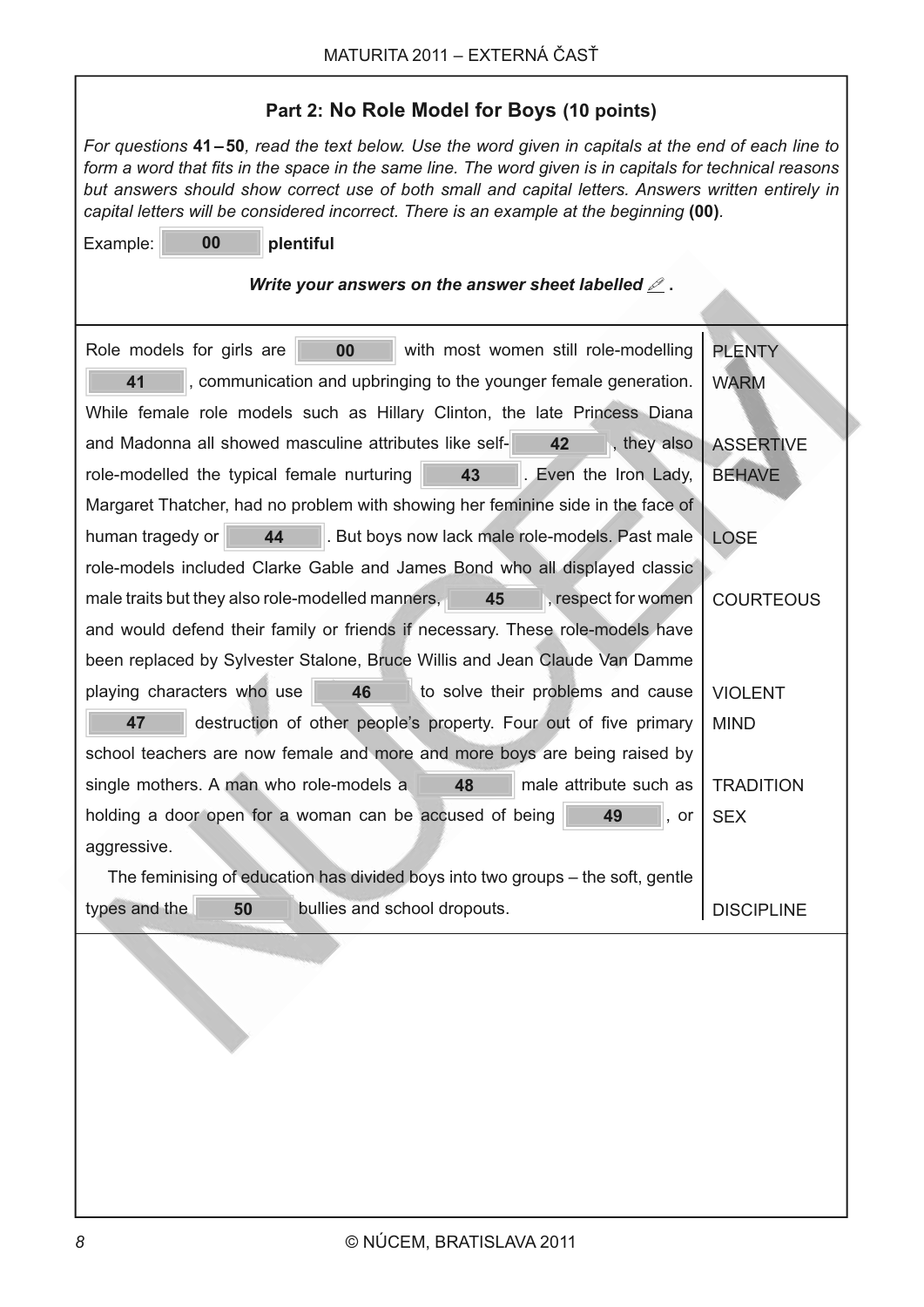## Part 2: No Role Model for Boys (10 points)

*For questions* **41 – 50**, *read the text below. Use the word given in capitals at the end of each line to form a word that fits in the space in the same line. The word given is in capitals for technical reasons but answers should show correct use of both small and capital letters. Answers written entirely in capital letters will be considered incorrect. There is an example at the beginning* **(00)**.

Example: **00** **plentiful**

***Write your answers on the answer sheet labelled ✎ .***

| Text | Word |
|---|---|
| Role models for girls are **00** with most women still role-modelling | PLENTY |
| **41** , communication and upbringing to the younger female generation. | WARM |
| While female role models such as Hillary Clinton, the late Princess Diana | |
| and Madonna all showed masculine attributes like self- **42** , they also | ASSERTIVE |
| role-modelled the typical female nurturing **43** . Even the Iron Lady, | BEHAVE |
| Margaret Thatcher, had no problem with showing her feminine side in the face of | |
| human tragedy or **44** . But boys now lack male role-models. Past male | LOSE |
| role-models included Clarke Gable and James Bond who all displayed classic | |
| male traits but they also role-modelled manners, **45** , respect for women | COURTEOUS |
| and would defend their family or friends if necessary. These role-models have | |
| been replaced by Sylvester Stalone, Bruce Willis and Jean Claude Van Damme | |
| playing characters who use **46** to solve their problems and cause | VIOLENT |
| **47** destruction of other people's property. Four out of five primary | MIND |
| school teachers are now female and more and more boys are being raised by | |
| single mothers. A man who role-models a **48** male attribute such as | TRADITION |
| holding a door open for a woman can be accused of being **49** , or | SEX |
| aggressive. | |
| The feminising of education has divided boys into two groups – the soft, gentle | |
| types and the **50** bullies and school dropouts. | DISCIPLINE |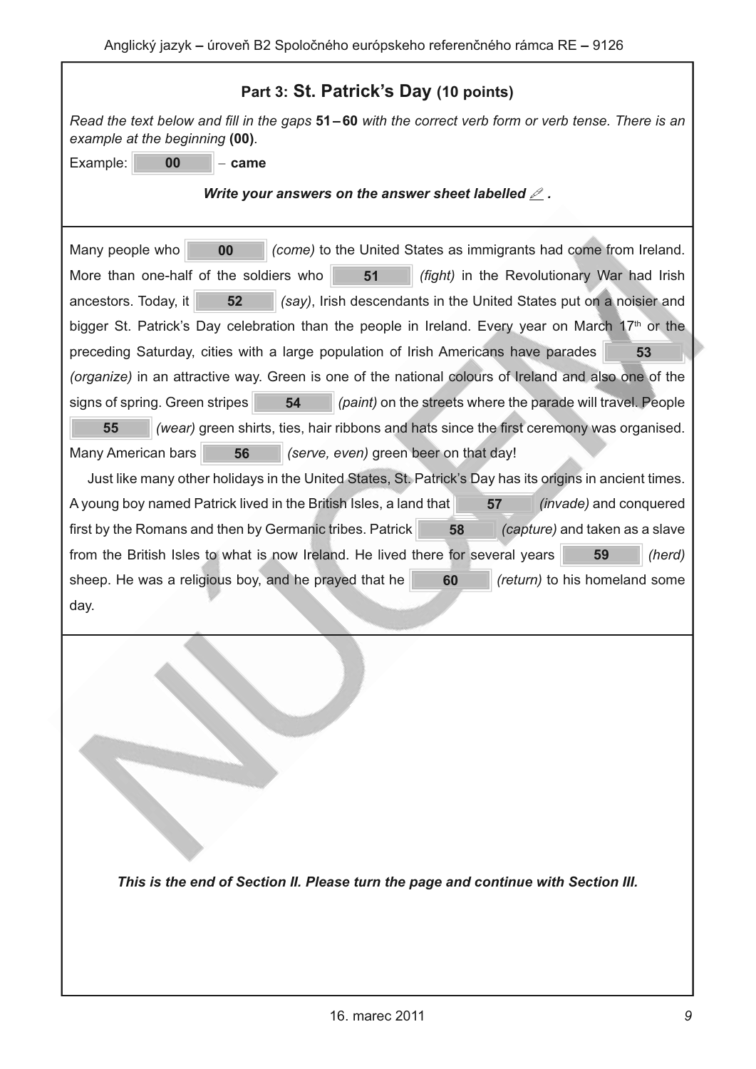## Part 3: St. Patrick's Day (10 points)

*Read the text below and fill in the gaps* **51 – 60** *with the correct verb form or verb tense. There is an example at the beginning* **(00)**.

Example: **00** – **came**

***Write your answers on the answer sheet labelled ✎ .***

Many people who **00** *(come)* to the United States as immigrants had come from Ireland. More than one-half of the soldiers who **51** *(fight)* in the Revolutionary War had Irish ancestors. Today, it **52** *(say)*, Irish descendants in the United States put on a noisier and bigger St. Patrick's Day celebration than the people in Ireland. Every year on March 17th or the preceding Saturday, cities with a large population of Irish Americans have parades **53** *(organize)* in an attractive way. Green is one of the national colours of Ireland and also one of the signs of spring. Green stripes **54** *(paint)* on the streets where the parade will travel. People **55** *(wear)* green shirts, ties, hair ribbons and hats since the first ceremony was organised. Many American bars **56** *(serve, even)* green beer on that day!

Just like many other holidays in the United States, St. Patrick's Day has its origins in ancient times. A young boy named Patrick lived in the British Isles, a land that **57** *(invade)* and conquered first by the Romans and then by Germanic tribes. Patrick **58** *(capture)* and taken as a slave from the British Isles to what is now Ireland. He lived there for several years **59** *(herd)* sheep. He was a religious boy, and he prayed that he **60** *(return)* to his homeland some day.

***This is the end of Section II. Please turn the page and continue with Section III.***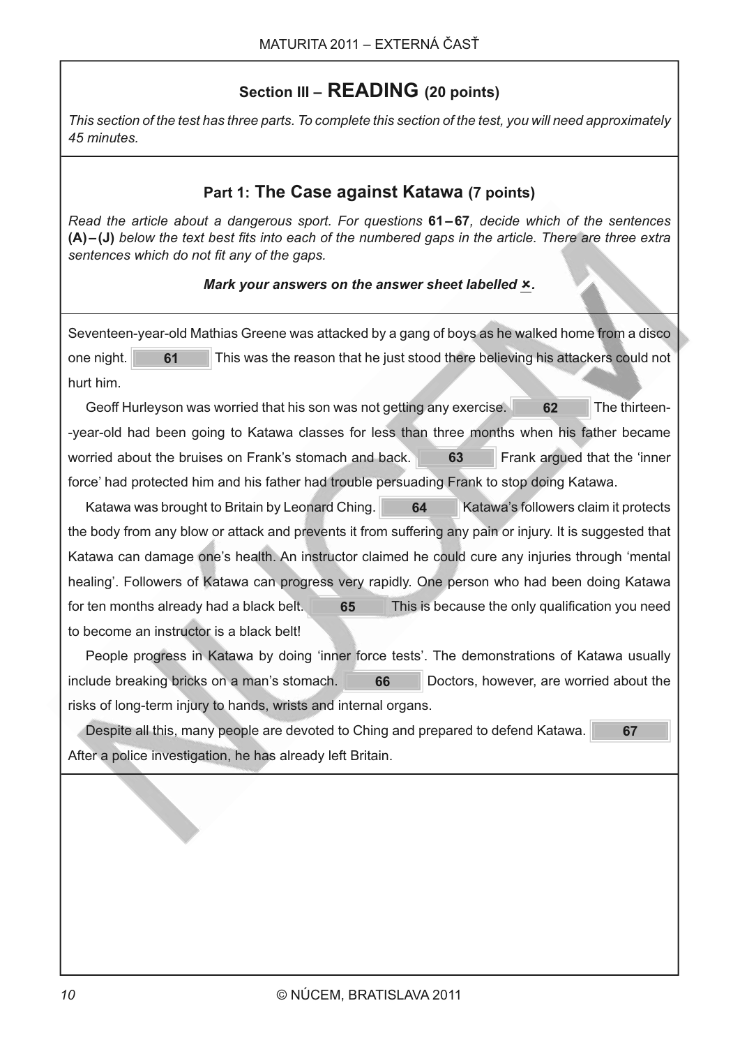# Section III – READING (20 points)

*This section of the test has three parts. To complete this section of the test, you will need approximately 45 minutes.*

## Part 1: The Case against Katawa (7 points)

*Read the article about a dangerous sport. For questions* **61 – 67***, decide which of the sentences* **(A) – (J)** *below the text best fits into each of the numbered gaps in the article. There are three extra sentences which do not fit any of the gaps.*

***Mark your answers on the answer sheet labelled ✗.***

Seventeen-year-old Mathias Greene was attacked by a gang of boys as he walked home from a disco one night. **61** This was the reason that he just stood there believing his attackers could not hurt him.

Geoff Hurleyson was worried that his son was not getting any exercise. **62** The thirteen-year-old had been going to Katawa classes for less than three months when his father became worried about the bruises on Frank's stomach and back. **63** Frank argued that the 'inner force' had protected him and his father had trouble persuading Frank to stop doing Katawa.

Katawa was brought to Britain by Leonard Ching. **64** Katawa's followers claim it protects the body from any blow or attack and prevents it from suffering any pain or injury. It is suggested that Katawa can damage one's health. An instructor claimed he could cure any injuries through 'mental healing'. Followers of Katawa can progress very rapidly. One person who had been doing Katawa for ten months already had a black belt. **65** This is because the only qualification you need to become an instructor is a black belt!

People progress in Katawa by doing 'inner force tests'. The demonstrations of Katawa usually include breaking bricks on a man's stomach. **66** Doctors, however, are worried about the risks of long-term injury to hands, wrists and internal organs.

Despite all this, many people are devoted to Ching and prepared to defend Katawa. **67** After a police investigation, he has already left Britain.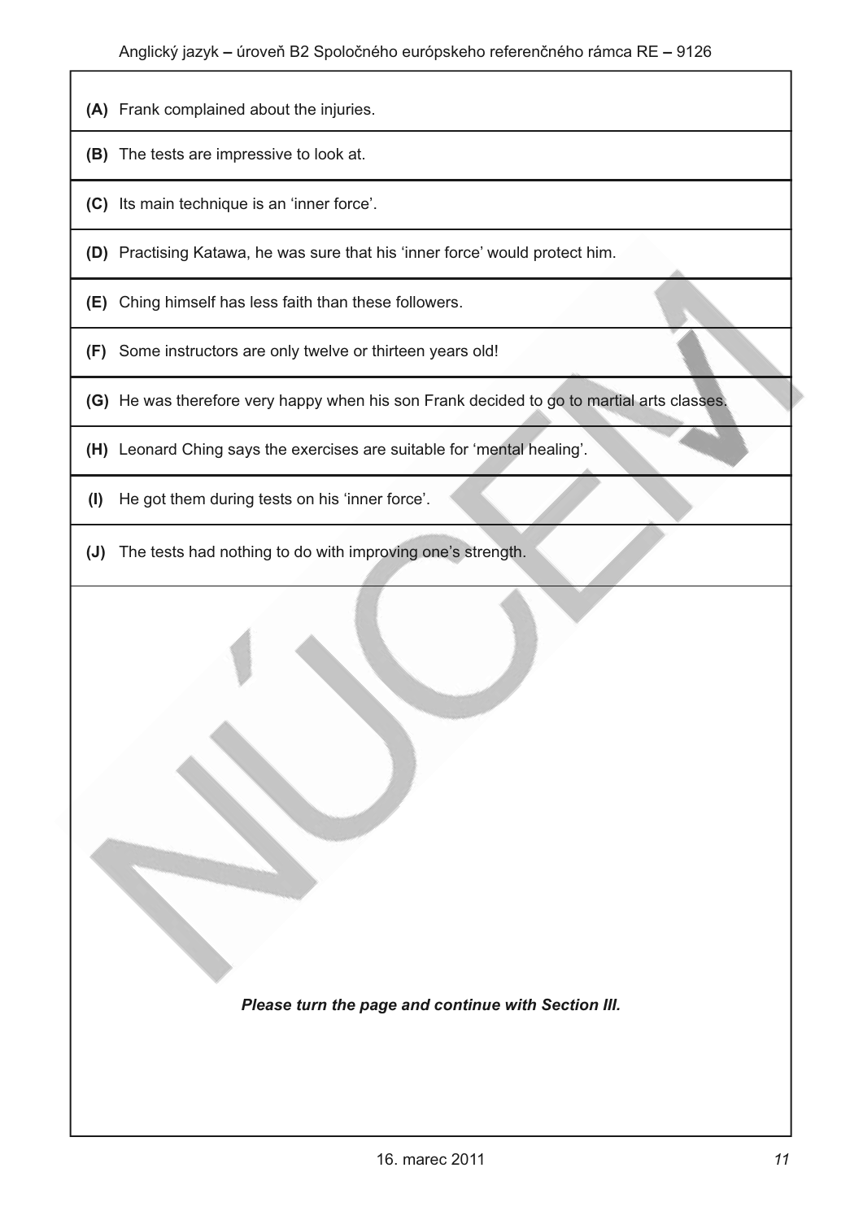**(A)** Frank complained about the injuries.

**(B)** The tests are impressive to look at.

**(C)** Its main technique is an 'inner force'.

**(D)** Practising Katawa, he was sure that his 'inner force' would protect him.

**(E)** Ching himself has less faith than these followers.

**(F)** Some instructors are only twelve or thirteen years old!

**(G)** He was therefore very happy when his son Frank decided to go to martial arts classes.

**(H)** Leonard Ching says the exercises are suitable for 'mental healing'.

**(I)** He got them during tests on his 'inner force'.

**(J)** The tests had nothing to do with improving one's strength.

***Please turn the page and continue with Section III.***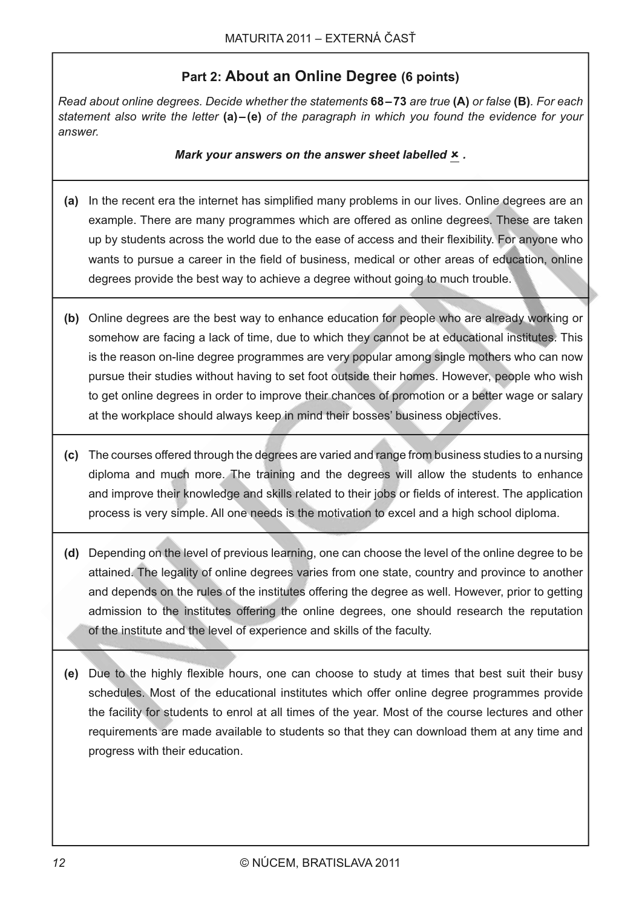## Part 2: About an Online Degree (6 points)

*Read about online degrees. Decide whether the statements* **68 – 73** *are true* **(A)** *or false* **(B)**. *For each statement also write the letter* **(a) – (e)** *of the paragraph in which you found the evidence for your answer.*

***Mark your answers on the answer sheet labelled* ✗ *.***

**(a)** In the recent era the internet has simplified many problems in our lives. Online degrees are an example. There are many programmes which are offered as online degrees. These are taken up by students across the world due to the ease of access and their flexibility. For anyone who wants to pursue a career in the field of business, medical or other areas of education, online degrees provide the best way to achieve a degree without going to much trouble.

**(b)** Online degrees are the best way to enhance education for people who are already working or somehow are facing a lack of time, due to which they cannot be at educational institutes. This is the reason on-line degree programmes are very popular among single mothers who can now pursue their studies without having to set foot outside their homes. However, people who wish to get online degrees in order to improve their chances of promotion or a better wage or salary at the workplace should always keep in mind their bosses' business objectives.

**(c)** The courses offered through the degrees are varied and range from business studies to a nursing diploma and much more. The training and the degrees will allow the students to enhance and improve their knowledge and skills related to their jobs or fields of interest. The application process is very simple. All one needs is the motivation to excel and a high school diploma.

**(d)** Depending on the level of previous learning, one can choose the level of the online degree to be attained. The legality of online degrees varies from one state, country and province to another and depends on the rules of the institutes offering the degree as well. However, prior to getting admission to the institutes offering the online degrees, one should research the reputation of the institute and the level of experience and skills of the faculty.

**(e)** Due to the highly flexible hours, one can choose to study at times that best suit their busy schedules. Most of the educational institutes which offer online degree programmes provide the facility for students to enrol at all times of the year. Most of the course lectures and other requirements are made available to students so that they can download them at any time and progress with their education.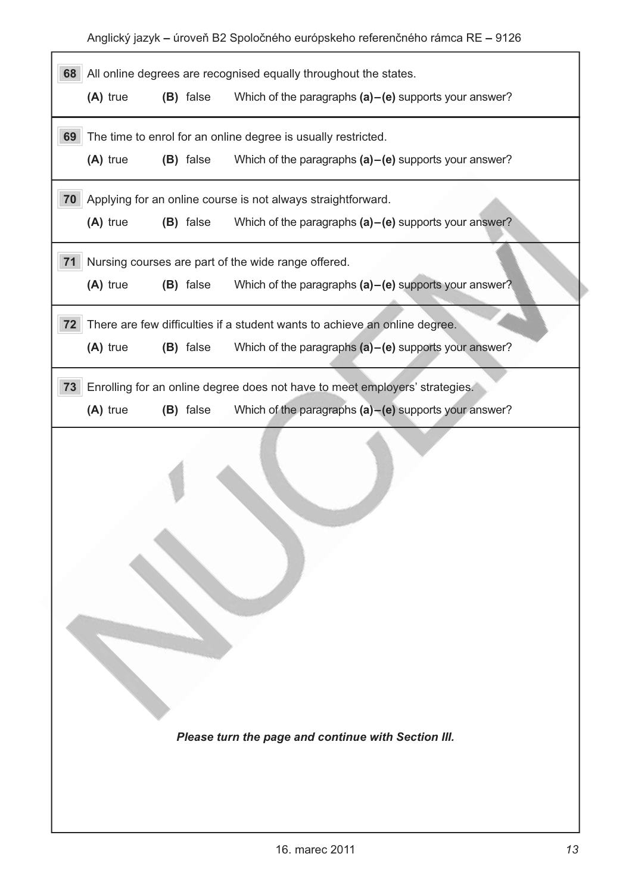**68** All online degrees are recognised equally throughout the states.

**(A)** true **(B)** false Which of the paragraphs **(a)–(e)** supports your answer?

**69** The time to enrol for an online degree is usually restricted.

**(A)** true **(B)** false Which of the paragraphs **(a)–(e)** supports your answer?

**70** Applying for an online course is not always straightforward.

**(A)** true **(B)** false Which of the paragraphs **(a)–(e)** supports your answer?

**71** Nursing courses are part of the wide range offered.

**(A)** true **(B)** false Which of the paragraphs **(a)–(e)** supports your answer?

**72** There are few difficulties if a student wants to achieve an online degree.

**(A)** true **(B)** false Which of the paragraphs **(a)–(e)** supports your answer?

**73** Enrolling for an online degree does not have to meet employers' strategies.

**(A)** true **(B)** false Which of the paragraphs **(a)–(e)** supports your answer?

***Please turn the page and continue with Section III.***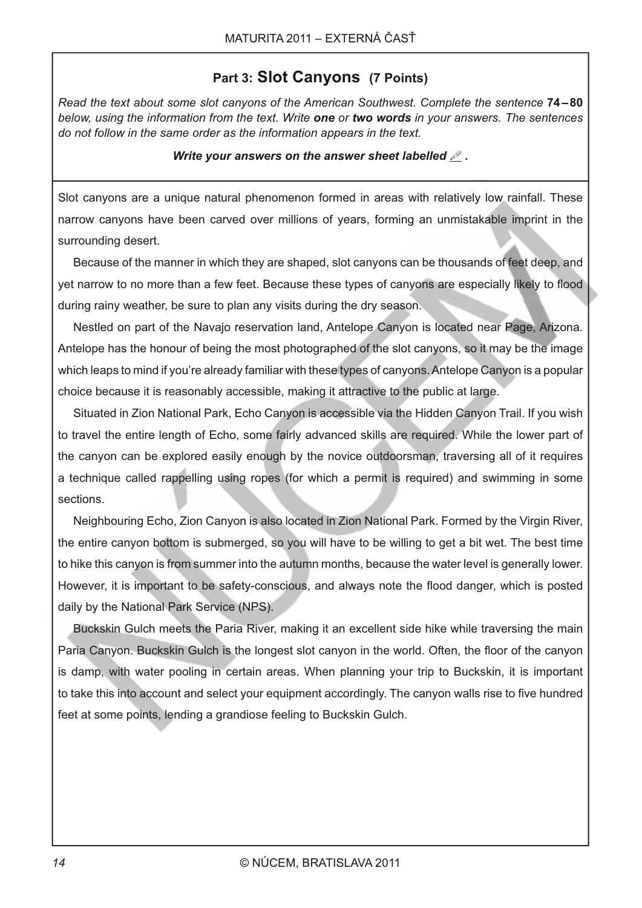## Part 3: **Slot Canyons** (7 Points)

*Read the text about some slot canyons of the American Southwest. Complete the sentence* **74 – 80** *below, using the information from the text. Write* ***one*** *or* ***two words*** *in your answers. The sentences do not follow in the same order as the information appears in the text.*

***Write your answers on the answer sheet labelled ✎ .***

Slot canyons are a unique natural phenomenon formed in areas with relatively low rainfall. These narrow canyons have been carved over millions of years, forming an unmistakable imprint in the surrounding desert.

Because of the manner in which they are shaped, slot canyons can be thousands of feet deep, and yet narrow to no more than a few feet. Because these types of canyons are especially likely to flood during rainy weather, be sure to plan any visits during the dry season.

Nestled on part of the Navajo reservation land, Antelope Canyon is located near Page, Arizona. Antelope has the honour of being the most photographed of the slot canyons, so it may be the image which leaps to mind if you're already familiar with these types of canyons. Antelope Canyon is a popular choice because it is reasonably accessible, making it attractive to the public at large.

Situated in Zion National Park, Echo Canyon is accessible via the Hidden Canyon Trail. If you wish to travel the entire length of Echo, some fairly advanced skills are required. While the lower part of the canyon can be explored easily enough by the novice outdoorsman, traversing all of it requires a technique called rappelling using ropes (for which a permit is required) and swimming in some sections.

Neighbouring Echo, Zion Canyon is also located in Zion National Park. Formed by the Virgin River, the entire canyon bottom is submerged, so you will have to be willing to get a bit wet. The best time to hike this canyon is from summer into the autumn months, because the water level is generally lower. However, it is important to be safety-conscious, and always note the flood danger, which is posted daily by the National Park Service (NPS).

Buckskin Gulch meets the Paria River, making it an excellent side hike while traversing the main Paria Canyon. Buckskin Gulch is the longest slot canyon in the world. Often, the floor of the canyon is damp, with water pooling in certain areas. When planning your trip to Buckskin, it is important to take this into account and select your equipment accordingly. The canyon walls rise to five hundred feet at some points, lending a grandiose feeling to Buckskin Gulch.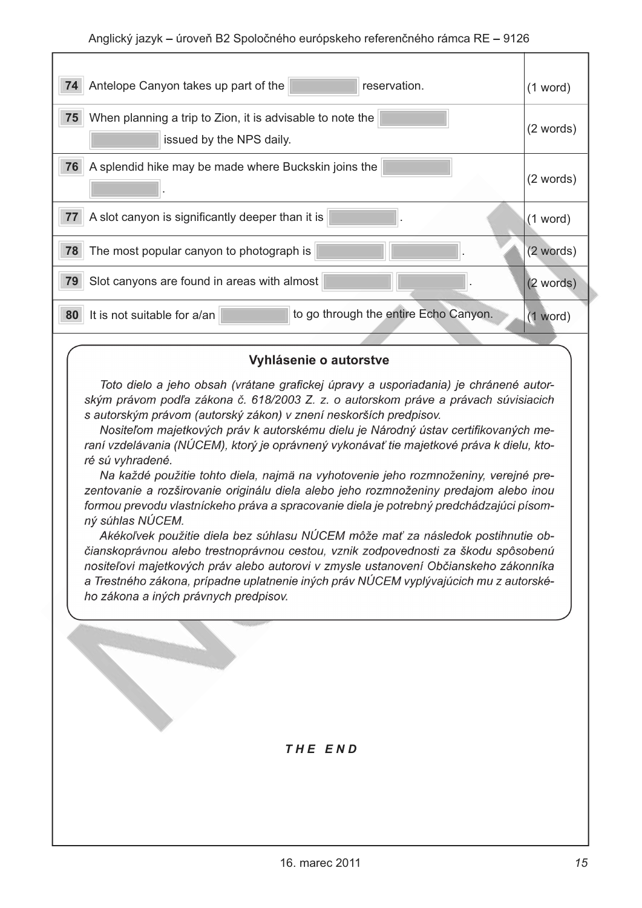| | | |
|---|---|---|
| **74** | Antelope Canyon takes up part of the ______ reservation. | (1 word) |
| **75** | When planning a trip to Zion, it is advisable to note the ______ ______ issued by the NPS daily. | (2 words) |
| **76** | A splendid hike may be made where Buckskin joins the ______ ______. | (2 words) |
| **77** | A slot canyon is significantly deeper than it is ______. | (1 word) |
| **78** | The most popular canyon to photograph is ______ ______. | (2 words) |
| **79** | Slot canyons are found in areas with almost ______ ______. | (2 words) |
| **80** | It is not suitable for a/an ______ to go through the entire Echo Canyon. | (1 word) |

### Vyhlásenie o autorstve

*Toto dielo a jeho obsah (vrátane grafickej úpravy a usporiadania) je chránené autorským právom podľa zákona č. 618/2003 Z. z. o autorskom práve a právach súvisiacich s autorským právom (autorský zákon) v znení neskorších predpisov.*

*Nositeľom majetkových práv k autorskému dielu je Národný ústav certifikovaných meraní vzdelávania (NÚCEM), ktorý je oprávnený vykonávať tie majetkové práva k dielu, ktoré sú vyhradené.*

*Na každé použitie tohto diela, najmä na vyhotovenie jeho rozmnoženiny, verejné prezentovanie a rozširovanie originálu diela alebo jeho rozmnoženiny predajom alebo inou formou prevodu vlastníckeho práva a spracovanie diela je potrebný predchádzajúci písomný súhlas NÚCEM.*

*Akékoľvek použitie diela bez súhlasu NÚCEM môže mať za následok postihnutie občianskoprávnou alebo trestnoprávnou cestou, vznik zodpovednosti za škodu spôsobenú nositeľovi majetkových práv alebo autorovi v zmysle ustanovení Občianskeho zákonníka a Trestného zákona, prípadne uplatnenie iných práv NÚCEM vyplývajúcich mu z autorského zákona a iných právnych predpisov.*

***THE END***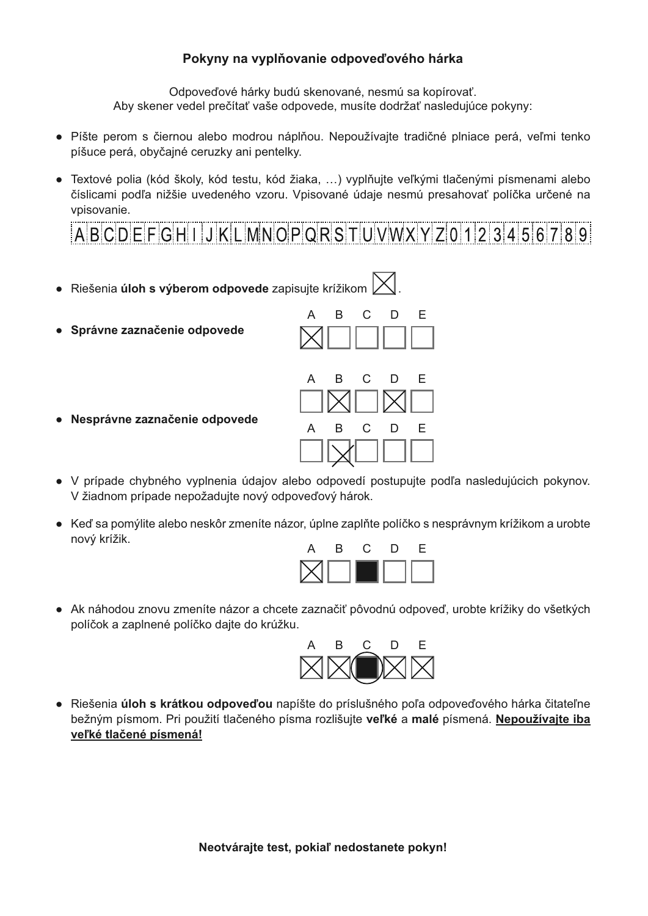## Pokyny na vypĺňovanie odpoveďového hárka

Odpoveďové hárky budú skenované, nesmú sa kopírovať.
Aby skener vedel prečítať vaše odpovede, musíte dodržať nasledujúce pokyny:

- Píšte perom s čiernou alebo modrou náplňou. Nepoužívajte tradičné plniace perá, veľmi tenko píšuce perá, obyčajné ceruzky ani pentelky.
- Textové polia (kód školy, kód testu, kód žiaka, …) vypĺňujte veľkými tlačenými písmenami alebo číslicami podľa nižšie uvedeného vzoru. Vpisované údaje nesmú presahovať políčka určené na vpisovanie.

A B C D E F G H I J K L M N O P Q R S T U V W X Y Z 0 1 2 3 4 5 6 7 8 9

- Riešenia **úloh s výberom odpovede** zapisujte krížikom ☒.
- **Správne zaznačenie odpovede**

A B C D E
☒ ☐ ☐ ☐ ☐

- **Nesprávne zaznačenie odpovede**

A B C D E
☐ ☒ ☐ ☒ ☐

A B C D E
☐ ☒ ☐ ☐ ☐

- V prípade chybného vyplnenia údajov alebo odpovedí postupujte podľa nasledujúcich pokynov. V žiadnom prípade nepožadujte nový odpoveďový hárok.
- Keď sa pomýlite alebo neskôr zmeníte názor, úplne zaplňte políčko s nesprávnym krížikom a urobte nový krížik.

A B C D E
☒ ☐ ■ ☐ ☐

- Ak náhodou znovu zmeníte názor a chcete zaznačiť pôvodnú odpoveď, urobte krížiky do všetkých políčok a zaplnené políčko dajte do krúžku.

A B C D E
☒ ☒ (■) ☒ ☒

- Riešenia **úloh s krátkou odpoveďou** napíšte do príslušného poľa odpoveďového hárka čitateľne bežným písmom. Pri použití tlačeného písma rozlišujte **veľké** a **malé** písmená. **Nepoužívajte iba veľké tlačené písmená!**

**Neotvárajte test, pokiaľ nedostanete pokyn!**